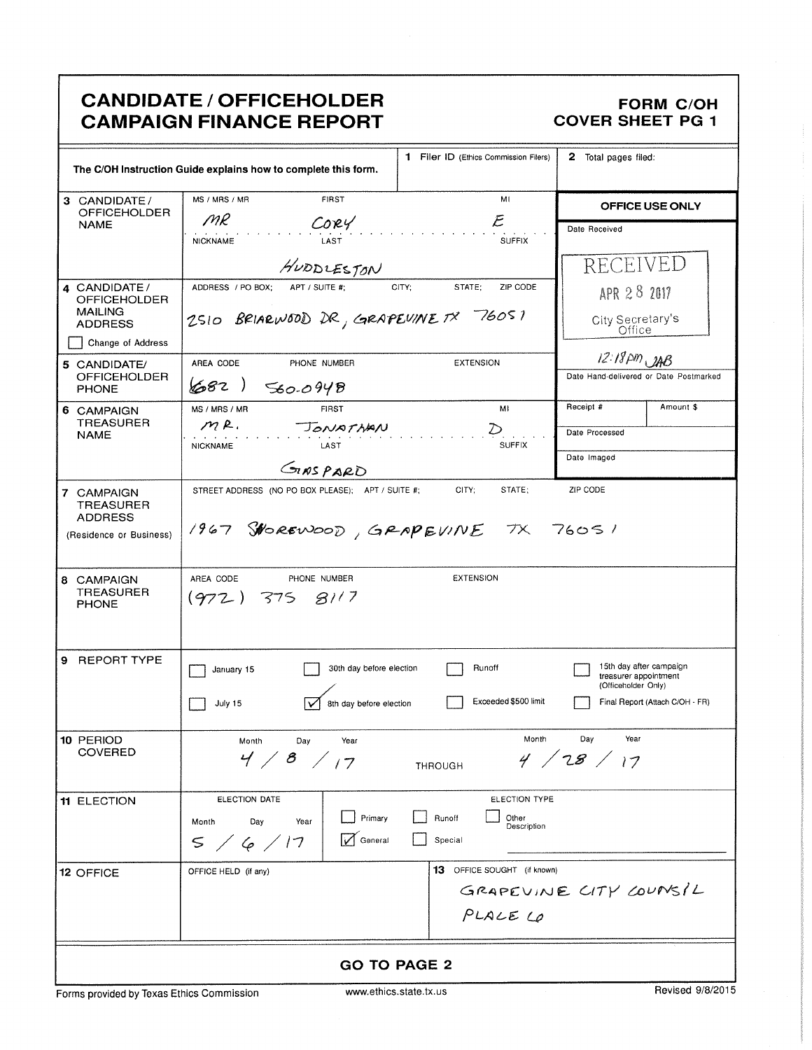# CANDIDATE / OFFICEHOLDER CAMPAIGN FINANCE REPORT

**FORM C/OH**
**COVER SHEET PG 1**

The C/OH Instruction Guide explains how to complete this form.

**1** Filer ID (Ethics Commission Filers):

**2** Total pages filed:

**OFFICE USE ONLY**

Date Received: RECEIVED APR 28 2017 City Secretary's Office

12:18pm JAB

Date Hand-delivered or Date Postmarked

Receipt #: Amount $:

Date Processed:

Date Imaged:

| Field | Details |
|---|---|
| **3** CANDIDATE / OFFICEHOLDER NAME | MS / MRS / MR: MR; FIRST: CORY; MI: E; NICKNAME: ; LAST: HUDDLESTON; SUFFIX: |
| **4** CANDIDATE / OFFICEHOLDER MAILING ADDRESS ☐ Change of Address | ADDRESS / PO BOX; APT / SUITE #; CITY; STATE; ZIP CODE: 2510 BRIARWOOD DR, GRAPEVINE TX 76051 |
| **5** CANDIDATE/ OFFICEHOLDER PHONE | AREA CODE / PHONE NUMBER: (682) 560-0948; EXTENSION: |
| **6** CAMPAIGN TREASURER NAME | MS / MRS / MR: MR.; FIRST: JONATHAN; MI: D; NICKNAME: ; LAST: GASPARD; SUFFIX: |
| **7** CAMPAIGN TREASURER ADDRESS (Residence or Business) | STREET ADDRESS (NO PO BOX PLEASE); APT / SUITE #; CITY; STATE; ZIP CODE: 1967 SHOREWOOD, GRAPEVINE TX 76051 |
| **8** CAMPAIGN TREASURER PHONE | AREA CODE / PHONE NUMBER: (972) 375 8117; EXTENSION: |

**9 REPORT TYPE**

- ☐ January 15
- ☐ July 15
- ☐ 30th day before election
- ☑ 8th day before election
- ☐ Runoff
- ☐ Exceeded $500 limit
- ☐ 15th day after campaign treasurer appointment (Officeholder Only)
- ☐ Final Report (Attach C/OH - FR)

**10 PERIOD COVERED**

Month / Day / Year: 4 / 8 / 17 THROUGH Month / Day / Year: 4 / 28 / 17

**11 ELECTION**

ELECTION DATE (Month / Day / Year): 5 / 6 / 17

ELECTION TYPE:
- ☐ Primary
- ☑ General
- ☐ Runoff
- ☐ Special
- ☐ Other Description

**12 OFFICE**

OFFICE HELD (if any):

**13** OFFICE SOUGHT (if known): GRAPEVINE CITY COUNSIL PLACE 6

**GO TO PAGE 2**

Forms provided by Texas Ethics Commission | www.ethics.state.tx.us | Revised 9/8/2015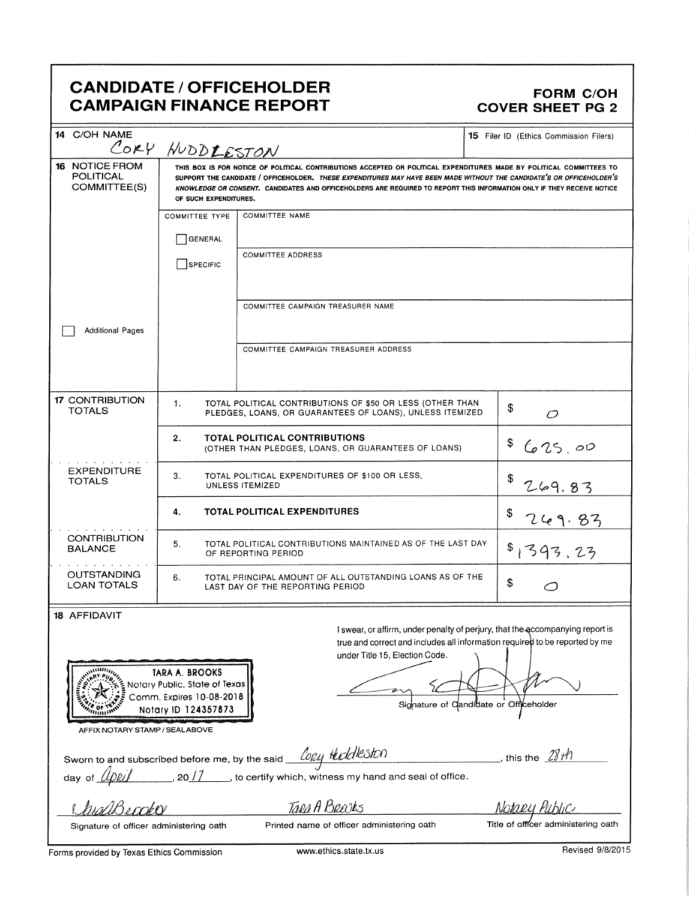# CANDIDATE / OFFICEHOLDER CAMPAIGN FINANCE REPORT

**FORM C/OH COVER SHEET PG 2**

| | |
|---|---|
| **14** C/OH NAME | CORY HUDDLESTON |
| **15** Filer ID (Ethics Commission Filers) | |

**16 NOTICE FROM POLITICAL COMMITTEE(S)**

THIS BOX IS FOR NOTICE OF POLITICAL CONTRIBUTIONS ACCEPTED OR POLITICAL EXPENDITURES MADE BY POLITICAL COMMITTEES TO SUPPORT THE CANDIDATE / OFFICEHOLDER. *THESE EXPENDITURES MAY HAVE BEEN MADE WITHOUT THE CANDIDATE'S OR OFFICEHOLDER'S KNOWLEDGE OR CONSENT.* CANDIDATES AND OFFICEHOLDERS ARE REQUIRED TO REPORT THIS INFORMATION ONLY IF THEY RECEIVE NOTICE OF SUCH EXPENDITURES.

| COMMITTEE TYPE | |
|---|---|
| ☐ GENERAL ☐ SPECIFIC | COMMITTEE NAME: |
| | COMMITTEE ADDRESS: |
| | COMMITTEE CAMPAIGN TREASURER NAME: |
| | COMMITTEE CAMPAIGN TREASURER ADDRESS: |

☐ Additional Pages

| | | | |
|---|---|---|---|
| **17 CONTRIBUTION TOTALS** | 1. | TOTAL POLITICAL CONTRIBUTIONS OF $50 OR LESS (OTHER THAN PLEDGES, LOANS, OR GUARANTEES OF LOANS), UNLESS ITEMIZED | $ 0 |
| | 2. | **TOTAL POLITICAL CONTRIBUTIONS** (OTHER THAN PLEDGES, LOANS, OR GUARANTEES OF LOANS) | $ 625.00 |
| **EXPENDITURE TOTALS** | 3. | TOTAL POLITICAL EXPENDITURES OF $100 OR LESS, UNLESS ITEMIZED | $ 269.83 |
| | 4. | **TOTAL POLITICAL EXPENDITURES** | $ 269.83 |
| **CONTRIBUTION BALANCE** | 5. | TOTAL POLITICAL CONTRIBUTIONS MAINTAINED AS OF THE LAST DAY OF REPORTING PERIOD | $ 1393.23 |
| **OUTSTANDING LOAN TOTALS** | 6. | TOTAL PRINCIPAL AMOUNT OF ALL OUTSTANDING LOANS AS OF THE LAST DAY OF THE REPORTING PERIOD | $ 0 |

**18 AFFIDAVIT**

I swear, or affirm, under penalty of perjury, that the accompanying report is true and correct and includes all information required to be reported by me under Title 15, Election Code.

[Signature]

Signature of Candidate or Officeholder

TARA A. BROOKS
Notary Public, State of Texas
Comm. Expires 10-08-2018
Notary ID 124357873

AFFIX NOTARY STAMP / SEALABOVE

Sworn to and subscribed before me, by the said Cory Huddleston, this the 28th day of April, 2017, to certify which, witness my hand and seal of office.

| [Signature] | Tara A Brooks | Notary Public |
|---|---|---|
| Signature of officer administering oath | Printed name of officer administering oath | Title of officer administering oath |

Forms provided by Texas Ethics Commission www.ethics.state.tx.us Revised 9/8/2015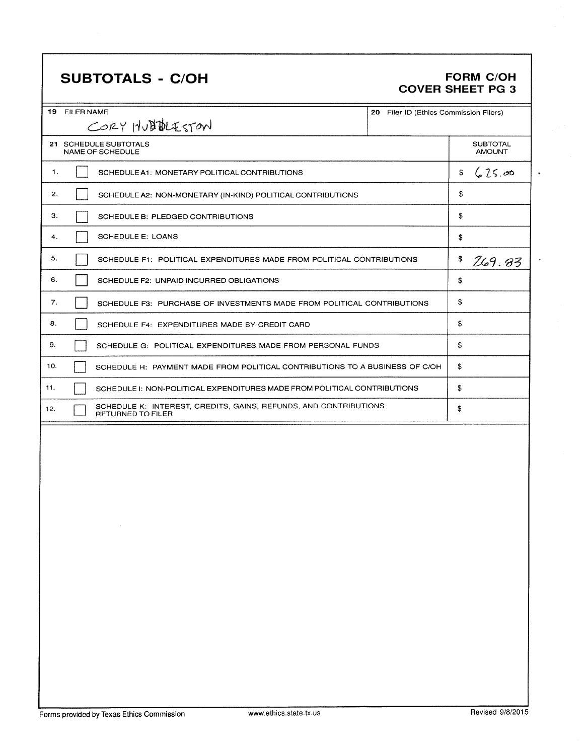# SUBTOTALS - C/OH

**FORM C/OH**
**COVER SHEET PG 3**

| 19 FILER NAME | 20 Filer ID (Ethics Commission Filers) |
|---|---|
| CORY HUBBLESTON | |

| 21 SCHEDULE SUBTOTALS NAME OF SCHEDULE | | SUBTOTAL AMOUNT |
|---|---|---|
| 1. | SCHEDULE A1: MONETARY POLITICAL CONTRIBUTIONS | $ 625.00 |
| 2. | SCHEDULE A2: NON-MONETARY (IN-KIND) POLITICAL CONTRIBUTIONS | $ |
| 3. | SCHEDULE B: PLEDGED CONTRIBUTIONS | $ |
| 4. | SCHEDULE E: LOANS | $ |
| 5. | SCHEDULE F1: POLITICAL EXPENDITURES MADE FROM POLITICAL CONTRIBUTIONS | $ 269.83 |
| 6. | SCHEDULE F2: UNPAID INCURRED OBLIGATIONS | $ |
| 7. | SCHEDULE F3: PURCHASE OF INVESTMENTS MADE FROM POLITICAL CONTRIBUTIONS | $ |
| 8. | SCHEDULE F4: EXPENDITURES MADE BY CREDIT CARD | $ |
| 9. | SCHEDULE G: POLITICAL EXPENDITURES MADE FROM PERSONAL FUNDS | $ |
| 10. | SCHEDULE H: PAYMENT MADE FROM POLITICAL CONTRIBUTIONS TO A BUSINESS OF C/OH | $ |
| 11. | SCHEDULE I: NON-POLITICAL EXPENDITURES MADE FROM POLITICAL CONTRIBUTIONS | $ |
| 12. | SCHEDULE K: INTEREST, CREDITS, GAINS, REFUNDS, AND CONTRIBUTIONS RETURNED TO FILER | $ |

Forms provided by Texas Ethics Commission www.ethics.state.tx.us Revised 9/8/2015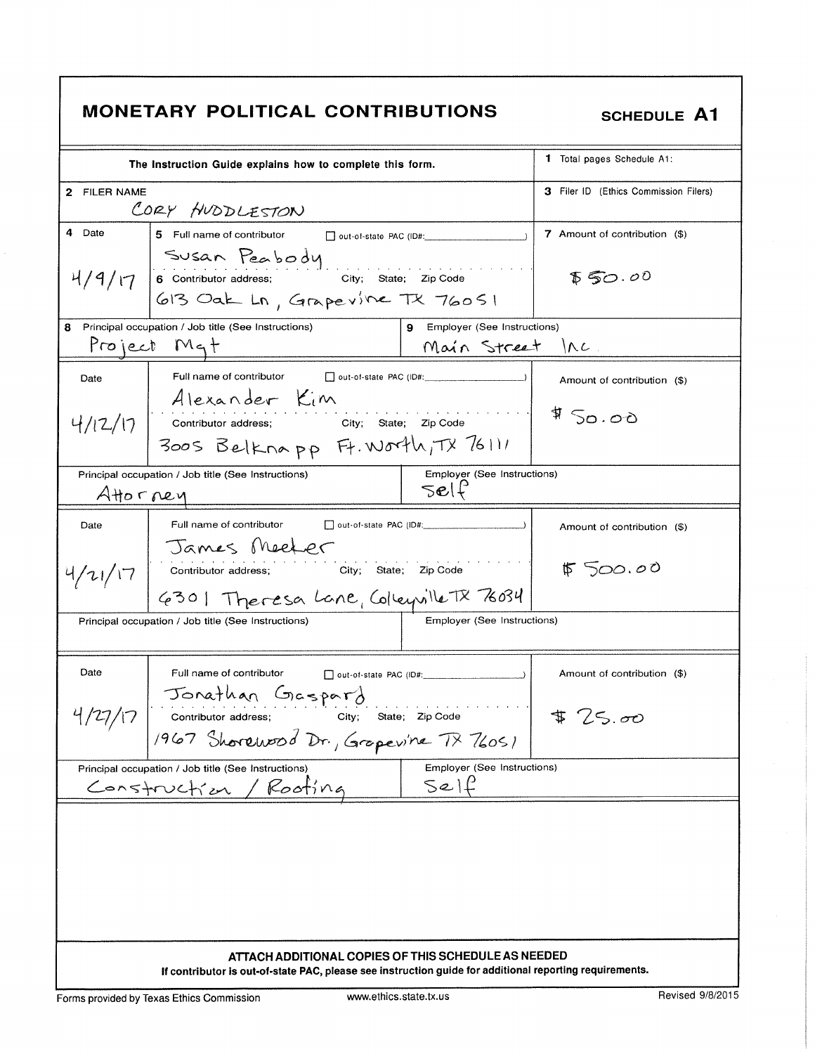# MONETARY POLITICAL CONTRIBUTIONS

**SCHEDULE A1**

| | |
|---|---|
| The Instruction Guide explains how to complete this form. | **1** Total pages Schedule A1: |
| **2** FILER NAME<br>CORY HUDDLESTON | **3** Filer ID (Ethics Commission Filers) |

| **4** Date | **5** Full name of contributor ☐ out-of-state PAC (ID#: ) / **6** Contributor address; City; State; Zip Code | **7** Amount of contribution ($) |
|---|---|---|
| 4/9/17 | Susan Peabody<br>613 Oak Ln, Grapevine TX 76051 | $50.00 |
| **8** Principal occupation / Job title (See Instructions): Project Mgt | **9** Employer (See Instructions): Main Street Inc | |

| Date | Full name of contributor ☐ out-of-state PAC (ID#: ) / Contributor address; City; State; Zip Code | Amount of contribution ($) |
|---|---|---|
| 4/12/17 | Alexander Kim<br>3005 Belknapp Ft. Worth, TX 76111 | $50.00 |
| Principal occupation / Job title (See Instructions): Attorney | Employer (See Instructions): Self | |

| Date | Full name of contributor ☐ out-of-state PAC (ID#: ) / Contributor address; City; State; Zip Code | Amount of contribution ($) |
|---|---|---|
| 4/21/17 | James Meeker<br>6301 Theresa Lane, Colleyville TX 76034 | $500.00 |
| Principal occupation / Job title (See Instructions): | Employer (See Instructions): | |

| Date | Full name of contributor ☐ out-of-state PAC (ID#: ) / Contributor address; City; State; Zip Code | Amount of contribution ($) |
|---|---|---|
| 4/27/17 | Jonathan Gaspard<br>1967 Shorewood Dr., Grapevine TX 76051 | $25.00 |
| Principal occupation / Job title (See Instructions): Construction / Roofing | Employer (See Instructions): Self | |

**ATTACH ADDITIONAL COPIES OF THIS SCHEDULE AS NEEDED**

**If contributor is out-of-state PAC, please see instruction guide for additional reporting requirements.**

Forms provided by Texas Ethics Commission www.ethics.state.tx.us Revised 9/8/2015